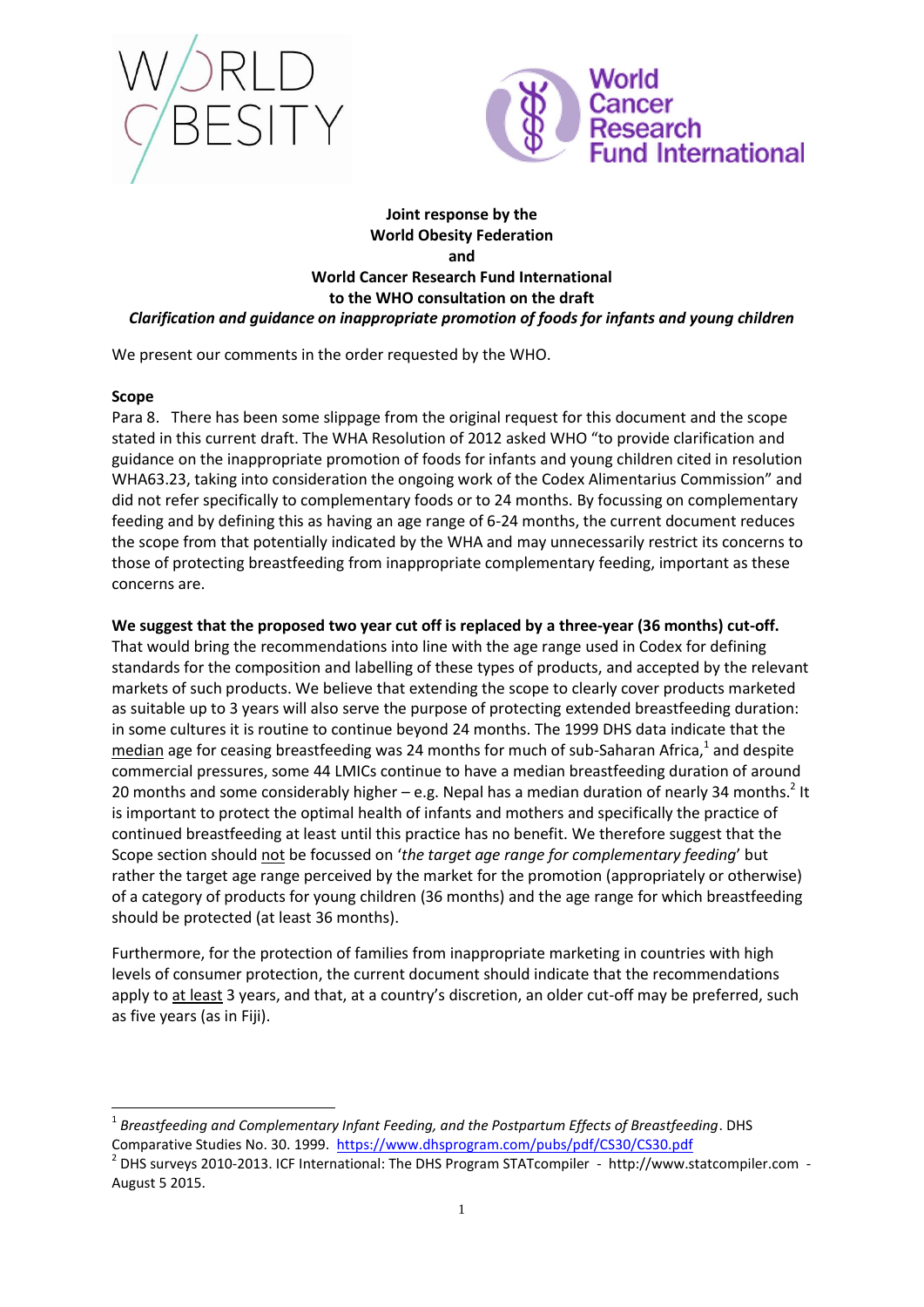**Joint response by the**
**World Obesity Federation**
**and**
**World Cancer Research Fund International**
**to the WHO consultation on the draft**
***Clarification and guidance on inappropriate promotion of foods for infants and young children***

We present our comments in the order requested by the WHO.

**Scope**

Para 8. There has been some slippage from the original request for this document and the scope stated in this current draft. The WHA Resolution of 2012 asked WHO "to provide clarification and guidance on the inappropriate promotion of foods for infants and young children cited in resolution WHA63.23, taking into consideration the ongoing work of the Codex Alimentarius Commission" and did not refer specifically to complementary foods or to 24 months. By focussing on complementary feeding and by defining this as having an age range of 6-24 months, the current document reduces the scope from that potentially indicated by the WHA and may unnecessarily restrict its concerns to those of protecting breastfeeding from inappropriate complementary feeding, important as these concerns are.

**We suggest that the proposed two year cut off is replaced by a three-year (36 months) cut-off.** That would bring the recommendations into line with the age range used in Codex for defining standards for the composition and labelling of these types of products, and accepted by the relevant markets of such products. We believe that extending the scope to clearly cover products marketed as suitable up to 3 years will also serve the purpose of protecting extended breastfeeding duration: in some cultures it is routine to continue beyond 24 months. The 1999 DHS data indicate that the <u>median</u> age for ceasing breastfeeding was 24 months for much of sub-Saharan Africa,[1] and despite commercial pressures, some 44 LMICs continue to have a median breastfeeding duration of around 20 months and some considerably higher – e.g. Nepal has a median duration of nearly 34 months.[2] It is important to protect the optimal health of infants and mothers and specifically the practice of continued breastfeeding at least until this practice has no benefit. We therefore suggest that the Scope section should <u>not</u> be focussed on '*the target age range for complementary feeding*' but rather the target age range perceived by the market for the promotion (appropriately or otherwise) of a category of products for young children (36 months) and the age range for which breastfeeding should be protected (at least 36 months).

Furthermore, for the protection of families from inappropriate marketing in countries with high levels of consumer protection, the current document should indicate that the recommendations apply to <u>at least</u> 3 years, and that, at a country's discretion, an older cut-off may be preferred, such as five years (as in Fiji).

---

[1] *Breastfeeding and Complementary Infant Feeding, and the Postpartum Effects of Breastfeeding*. DHS Comparative Studies No. 30. 1999. https://www.dhsprogram.com/pubs/pdf/CS30/CS30.pdf

[2] DHS surveys 2010-2013. ICF International: The DHS Program STATcompiler - http://www.statcompiler.com - August 5 2015.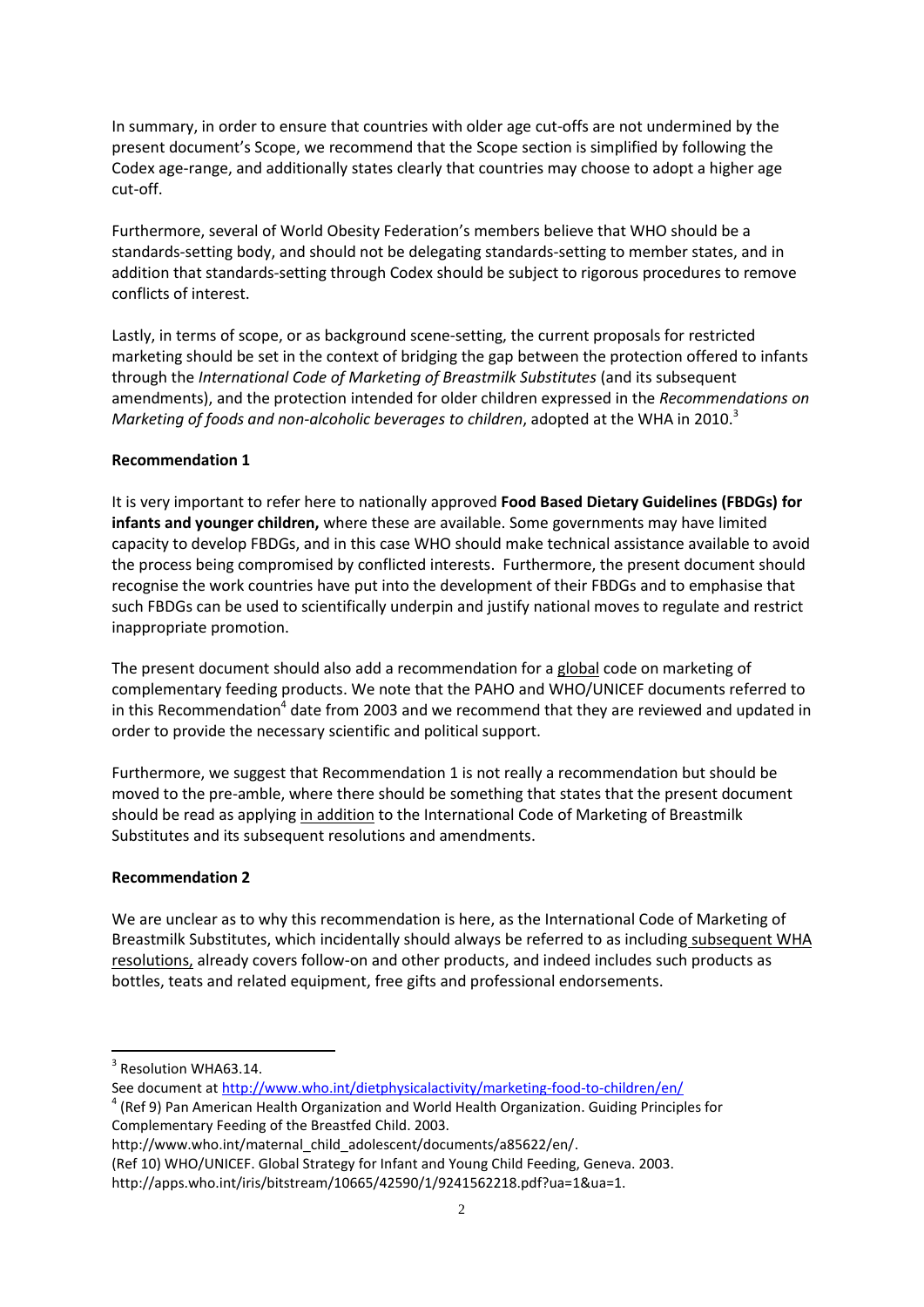In summary, in order to ensure that countries with older age cut-offs are not undermined by the present document's Scope, we recommend that the Scope section is simplified by following the Codex age-range, and additionally states clearly that countries may choose to adopt a higher age cut-off.

Furthermore, several of World Obesity Federation's members believe that WHO should be a standards-setting body, and should not be delegating standards-setting to member states, and in addition that standards-setting through Codex should be subject to rigorous procedures to remove conflicts of interest.

Lastly, in terms of scope, or as background scene-setting, the current proposals for restricted marketing should be set in the context of bridging the gap between the protection offered to infants through the *International Code of Marketing of Breastmilk Substitutes* (and its subsequent amendments), and the protection intended for older children expressed in the *Recommendations on Marketing of foods and non-alcoholic beverages to children*, adopted at the WHA in 2010.[3]

**Recommendation 1**

It is very important to refer here to nationally approved **Food Based Dietary Guidelines (FBDGs) for infants and younger children,** where these are available. Some governments may have limited capacity to develop FBDGs, and in this case WHO should make technical assistance available to avoid the process being compromised by conflicted interests. Furthermore, the present document should recognise the work countries have put into the development of their FBDGs and to emphasise that such FBDGs can be used to scientifically underpin and justify national moves to regulate and restrict inappropriate promotion.

The present document should also add a recommendation for a <u>global</u> code on marketing of complementary feeding products. We note that the PAHO and WHO/UNICEF documents referred to in this Recommendation[4] date from 2003 and we recommend that they are reviewed and updated in order to provide the necessary scientific and political support.

Furthermore, we suggest that Recommendation 1 is not really a recommendation but should be moved to the pre-amble, where there should be something that states that the present document should be read as applying <u>in addition</u> to the International Code of Marketing of Breastmilk Substitutes and its subsequent resolutions and amendments.

**Recommendation 2**

We are unclear as to why this recommendation is here, as the International Code of Marketing of Breastmilk Substitutes, which incidentally should always be referred to as including <u>subsequent WHA resolutions,</u> already covers follow-on and other products, and indeed includes such products as bottles, teats and related equipment, free gifts and professional endorsements.

---

[3] Resolution WHA63.14.
See document at http://www.who.int/dietphysicalactivity/marketing-food-to-children/en/

[4] (Ref 9) Pan American Health Organization and World Health Organization. Guiding Principles for Complementary Feeding of the Breastfed Child. 2003.
http://www.who.int/maternal_child_adolescent/documents/a85622/en/.
(Ref 10) WHO/UNICEF. Global Strategy for Infant and Young Child Feeding, Geneva. 2003.
http://apps.who.int/iris/bitstream/10665/42590/1/9241562218.pdf?ua=1&ua=1.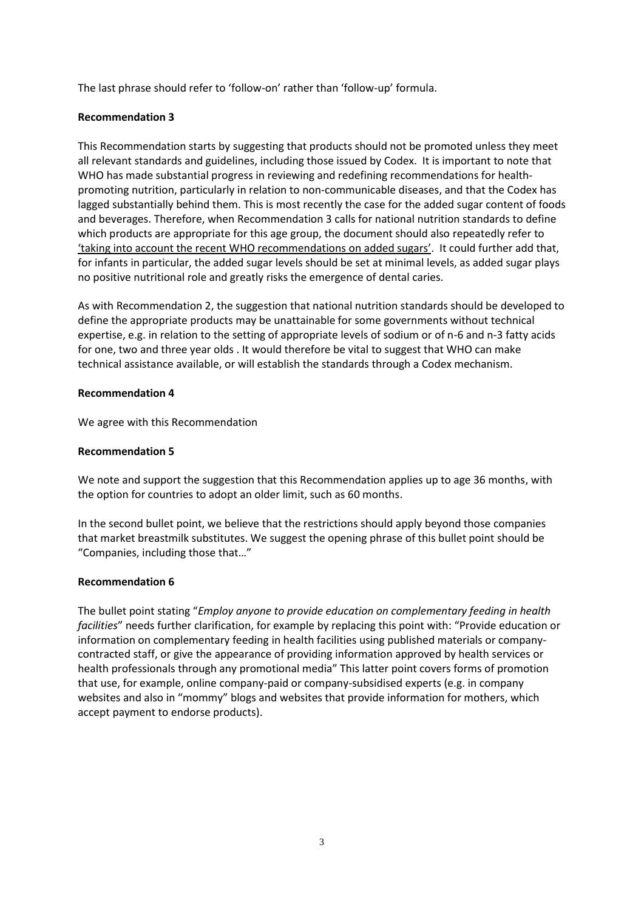The last phrase should refer to 'follow-on' rather than 'follow-up' formula.

**Recommendation 3**

This Recommendation starts by suggesting that products should not be promoted unless they meet all relevant standards and guidelines, including those issued by Codex. It is important to note that WHO has made substantial progress in reviewing and redefining recommendations for health-promoting nutrition, particularly in relation to non-communicable diseases, and that the Codex has lagged substantially behind them. This is most recently the case for the added sugar content of foods and beverages. Therefore, when Recommendation 3 calls for national nutrition standards to define which products are appropriate for this age group, the document should also repeatedly refer to 'taking into account the recent WHO recommendations on added sugars'. It could further add that, for infants in particular, the added sugar levels should be set at minimal levels, as added sugar plays no positive nutritional role and greatly risks the emergence of dental caries.

As with Recommendation 2, the suggestion that national nutrition standards should be developed to define the appropriate products may be unattainable for some governments without technical expertise, e.g. in relation to the setting of appropriate levels of sodium or of n-6 and n-3 fatty acids for one, two and three year olds . It would therefore be vital to suggest that WHO can make technical assistance available, or will establish the standards through a Codex mechanism.

**Recommendation 4**

We agree with this Recommendation

**Recommendation 5**

We note and support the suggestion that this Recommendation applies up to age 36 months, with the option for countries to adopt an older limit, such as 60 months.

In the second bullet point, we believe that the restrictions should apply beyond those companies that market breastmilk substitutes. We suggest the opening phrase of this bullet point should be "Companies, including those that…"

**Recommendation 6**

The bullet point stating "*Employ anyone to provide education on complementary feeding in health facilities*" needs further clarification, for example by replacing this point with: "Provide education or information on complementary feeding in health facilities using published materials or company-contracted staff, or give the appearance of providing information approved by health services or health professionals through any promotional media" This latter point covers forms of promotion that use, for example, online company-paid or company-subsidised experts (e.g. in company websites and also in "mommy" blogs and websites that provide information for mothers, which accept payment to endorse products).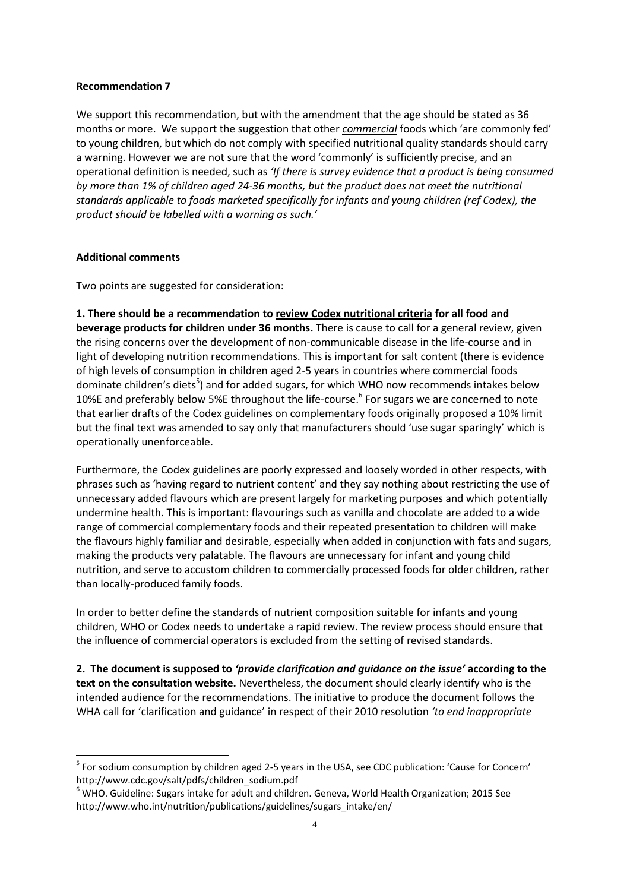**Recommendation 7**

We support this recommendation, but with the amendment that the age should be stated as 36 months or more. We support the suggestion that other ***commercial*** foods which 'are commonly fed' to young children, but which do not comply with specified nutritional quality standards should carry a warning. However we are not sure that the word 'commonly' is sufficiently precise, and an operational definition is needed, such as *'If there is survey evidence that a product is being consumed by more than 1% of children aged 24-36 months, but the product does not meet the nutritional standards applicable to foods marketed specifically for infants and young children (ref Codex), the product should be labelled with a warning as such.'*

**Additional comments**

Two points are suggested for consideration:

**1. There should be a recommendation to review Codex nutritional criteria for all food and beverage products for children under 36 months.** There is cause to call for a general review, given the rising concerns over the development of non-communicable disease in the life-course and in light of developing nutrition recommendations. This is important for salt content (there is evidence of high levels of consumption in children aged 2-5 years in countries where commercial foods dominate children's diets[5]) and for added sugars, for which WHO now recommends intakes below 10%E and preferably below 5%E throughout the life-course.[6] For sugars we are concerned to note that earlier drafts of the Codex guidelines on complementary foods originally proposed a 10% limit but the final text was amended to say only that manufacturers should 'use sugar sparingly' which is operationally unenforceable.

Furthermore, the Codex guidelines are poorly expressed and loosely worded in other respects, with phrases such as 'having regard to nutrient content' and they say nothing about restricting the use of unnecessary added flavours which are present largely for marketing purposes and which potentially undermine health. This is important: flavourings such as vanilla and chocolate are added to a wide range of commercial complementary foods and their repeated presentation to children will make the flavours highly familiar and desirable, especially when added in conjunction with fats and sugars, making the products very palatable. The flavours are unnecessary for infant and young child nutrition, and serve to accustom children to commercially processed foods for older children, rather than locally-produced family foods.

In order to better define the standards of nutrient composition suitable for infants and young children, WHO or Codex needs to undertake a rapid review. The review process should ensure that the influence of commercial operators is excluded from the setting of revised standards.

**2. The document is supposed to *'provide clarification and guidance on the issue'* according to the text on the consultation website.** Nevertheless, the document should clearly identify who is the intended audience for the recommendations. The initiative to produce the document follows the WHA call for 'clarification and guidance' in respect of their 2010 resolution *'to end inappropriate*

---

[5] For sodium consumption by children aged 2-5 years in the USA, see CDC publication: 'Cause for Concern' http://www.cdc.gov/salt/pdfs/children_sodium.pdf

[6] WHO. Guideline: Sugars intake for adult and children. Geneva, World Health Organization; 2015 See http://www.who.int/nutrition/publications/guidelines/sugars_intake/en/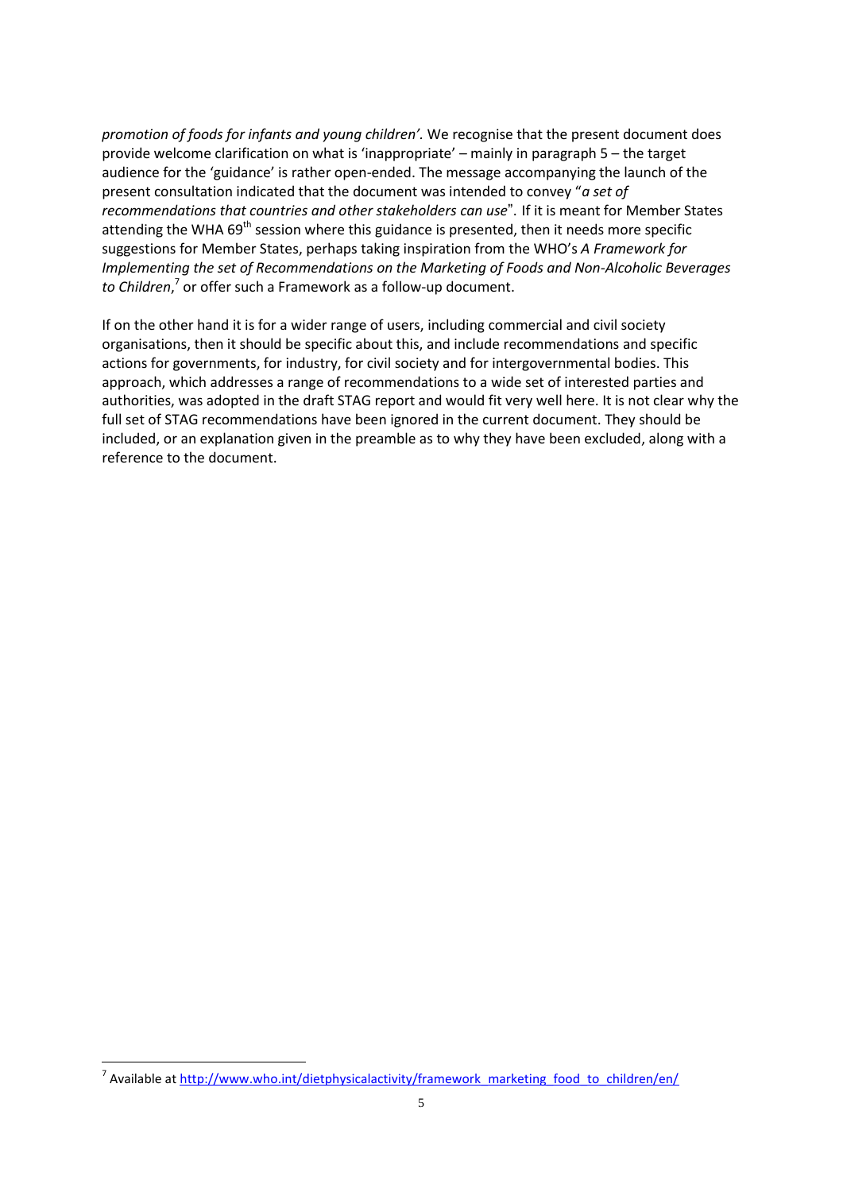*promotion of foods for infants and young children'*. We recognise that the present document does provide welcome clarification on what is 'inappropriate' – mainly in paragraph 5 – the target audience for the 'guidance' is rather open-ended. The message accompanying the launch of the present consultation indicated that the document was intended to convey "*a set of recommendations that countries and other stakeholders can use*". If it is meant for Member States attending the WHA 69th session where this guidance is presented, then it needs more specific suggestions for Member States, perhaps taking inspiration from the WHO's *A Framework for Implementing the set of Recommendations on the Marketing of Foods and Non-Alcoholic Beverages to Children*,[7] or offer such a Framework as a follow-up document.

If on the other hand it is for a wider range of users, including commercial and civil society organisations, then it should be specific about this, and include recommendations and specific actions for governments, for industry, for civil society and for intergovernmental bodies. This approach, which addresses a range of recommendations to a wide set of interested parties and authorities, was adopted in the draft STAG report and would fit very well here. It is not clear why the full set of STAG recommendations have been ignored in the current document. They should be included, or an explanation given in the preamble as to why they have been excluded, along with a reference to the document.

---

[7] Available at http://www.who.int/dietphysicalactivity/framework_marketing_food_to_children/en/